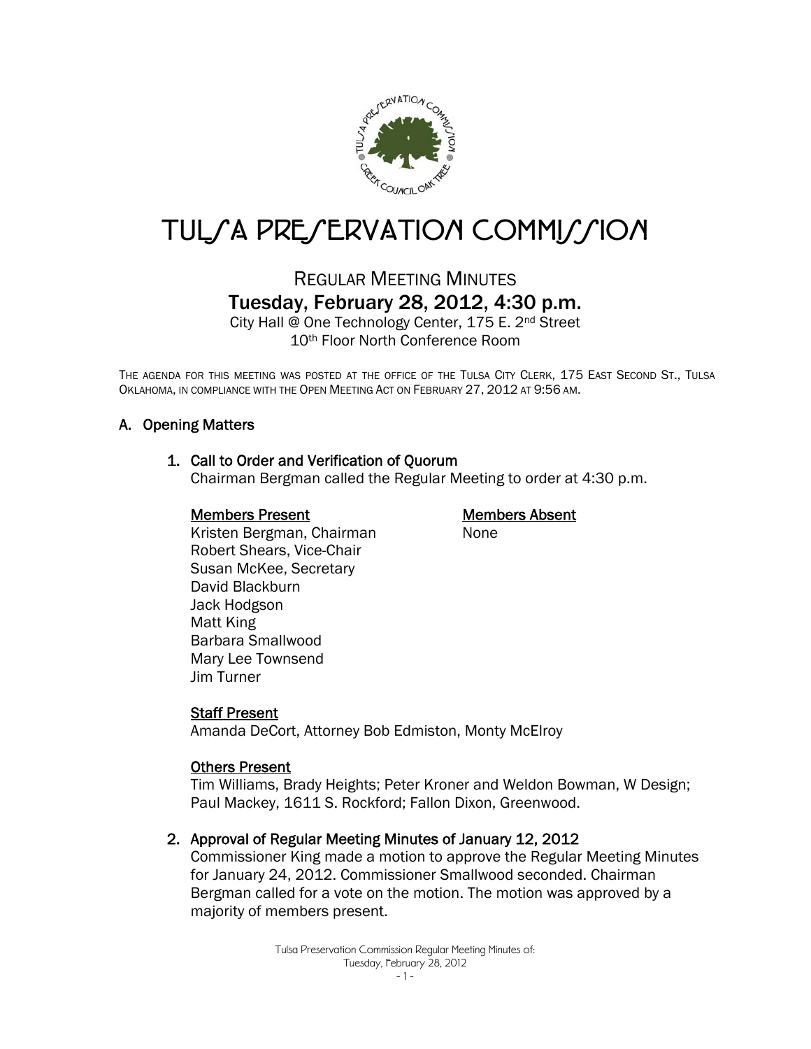# TULSA PRESERVATION COMMISSION

## REGULAR MEETING MINUTES

## Tuesday, February 28, 2012, 4:30 p.m.

City Hall @ One Technology Center, 175 E. 2nd Street
10th Floor North Conference Room

THE AGENDA FOR THIS MEETING WAS POSTED AT THE OFFICE OF THE TULSA CITY CLERK, 175 EAST SECOND ST., TULSA OKLAHOMA, IN COMPLIANCE WITH THE OPEN MEETING ACT ON FEBRUARY 27, 2012 AT 9:56 AM.

### A. Opening Matters

#### 1. Call to Order and Verification of Quorum

Chairman Bergman called the Regular Meeting to order at 4:30 p.m.

**Members Present**

Kristen Bergman, Chairman
Robert Shears, Vice-Chair
Susan McKee, Secretary
David Blackburn
Jack Hodgson
Matt King
Barbara Smallwood
Mary Lee Townsend
Jim Turner

**Members Absent**

None

**Staff Present**

Amanda DeCort, Attorney Bob Edmiston, Monty McElroy

**Others Present**

Tim Williams, Brady Heights; Peter Kroner and Weldon Bowman, W Design; Paul Mackey, 1611 S. Rockford; Fallon Dixon, Greenwood.

#### 2. Approval of Regular Meeting Minutes of January 12, 2012

Commissioner King made a motion to approve the Regular Meeting Minutes for January 24, 2012. Commissioner Smallwood seconded. Chairman Bergman called for a vote on the motion. The motion was approved by a majority of members present.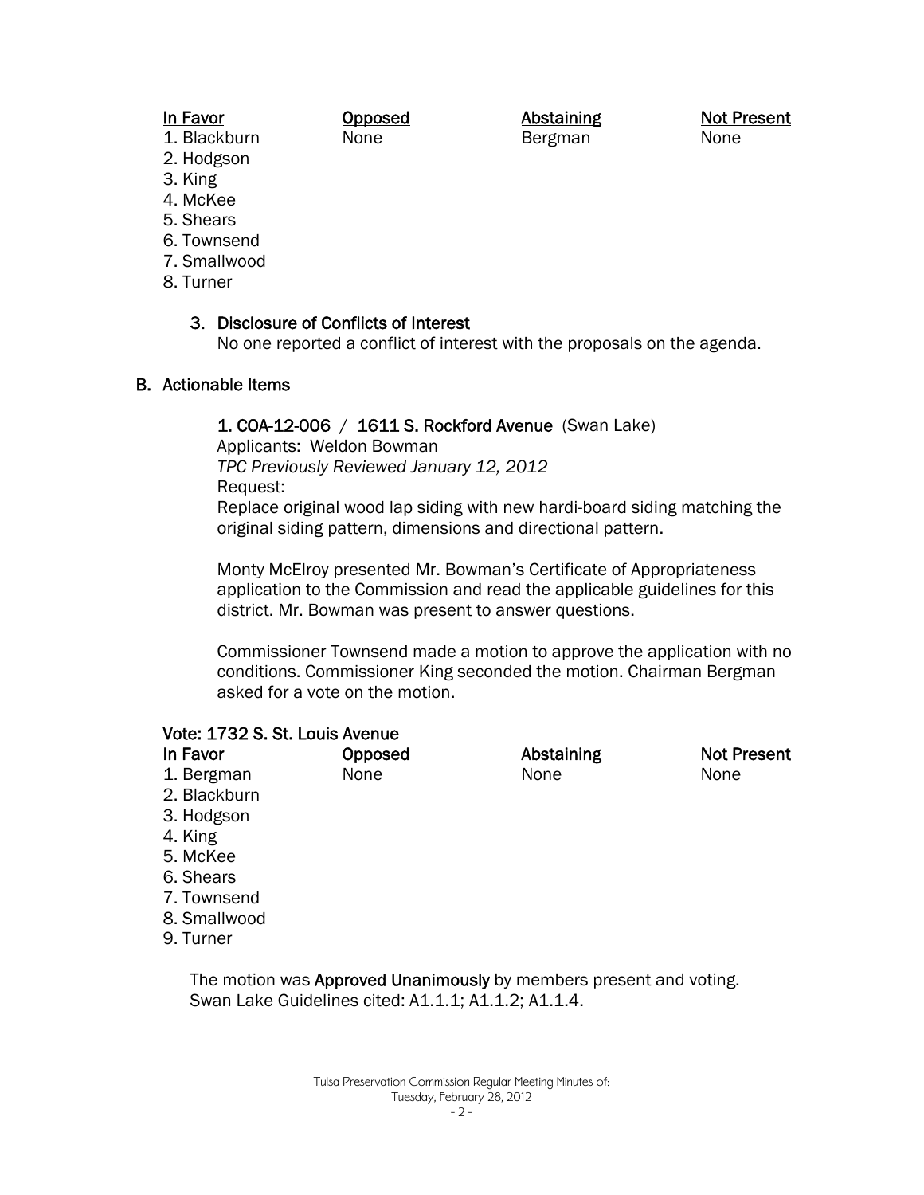| In Favor | Opposed | Abstaining | Not Present |
|---|---|---|---|
| 1. Blackburn | None | Bergman | None |
| 2. Hodgson | | | |
| 3. King | | | |
| 4. McKee | | | |
| 5. Shears | | | |
| 6. Townsend | | | |
| 7. Smallwood | | | |
| 8. Turner | | | |

3. Disclosure of Conflicts of Interest
   No one reported a conflict of interest with the proposals on the agenda.

## B. Actionable Items

**1. COA-12-006 / 1611 S. Rockford Avenue** (Swan Lake)
Applicants: Weldon Bowman
*TPC Previously Reviewed January 12, 2012*
Request:
Replace original wood lap siding with new hardi-board siding matching the original siding pattern, dimensions and directional pattern.

Monty McElroy presented Mr. Bowman's Certificate of Appropriateness application to the Commission and read the applicable guidelines for this district. Mr. Bowman was present to answer questions.

Commissioner Townsend made a motion to approve the application with no conditions. Commissioner King seconded the motion. Chairman Bergman asked for a vote on the motion.

**Vote: 1732 S. St. Louis Avenue**

| In Favor | Opposed | Abstaining | Not Present |
|---|---|---|---|
| 1. Bergman | None | None | None |
| 2. Blackburn | | | |
| 3. Hodgson | | | |
| 4. King | | | |
| 5. McKee | | | |
| 6. Shears | | | |
| 7. Townsend | | | |
| 8. Smallwood | | | |
| 9. Turner | | | |

The motion was **Approved Unanimously** by members present and voting.
Swan Lake Guidelines cited: A1.1.1; A1.1.2; A1.1.4.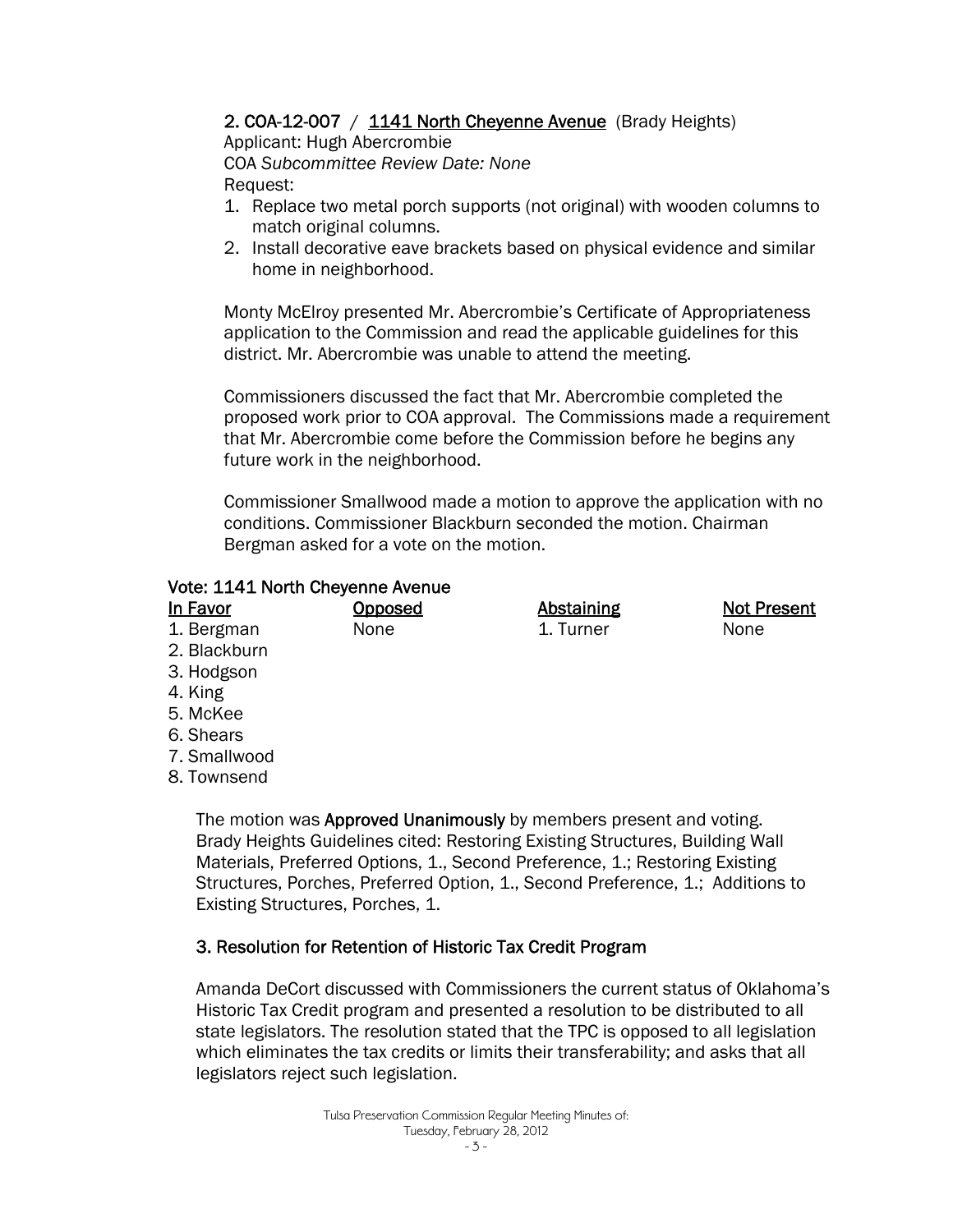**2. COA-12-007 / 1141 North Cheyenne Avenue** (Brady Heights)
Applicant: Hugh Abercrombie
COA *Subcommittee Review Date: None*
Request:

1. Replace two metal porch supports (not original) with wooden columns to match original columns.
2. Install decorative eave brackets based on physical evidence and similar home in neighborhood.

Monty McElroy presented Mr. Abercrombie's Certificate of Appropriateness application to the Commission and read the applicable guidelines for this district. Mr. Abercrombie was unable to attend the meeting.

Commissioners discussed the fact that Mr. Abercrombie completed the proposed work prior to COA approval. The Commissions made a requirement that Mr. Abercrombie come before the Commission before he begins any future work in the neighborhood.

Commissioner Smallwood made a motion to approve the application with no conditions. Commissioner Blackburn seconded the motion. Chairman Bergman asked for a vote on the motion.

**Vote: 1141 North Cheyenne Avenue**

| In Favor | Opposed | Abstaining | Not Present |
|---|---|---|---|
| 1. Bergman | None | 1. Turner | None |
| 2. Blackburn | | | |
| 3. Hodgson | | | |
| 4. King | | | |
| 5. McKee | | | |
| 6. Shears | | | |
| 7. Smallwood | | | |
| 8. Townsend | | | |

The motion was **Approved Unanimously** by members present and voting. Brady Heights Guidelines cited: Restoring Existing Structures, Building Wall Materials, Preferred Options, 1., Second Preference, 1.; Restoring Existing Structures, Porches, Preferred Option, 1., Second Preference, 1.; Additions to Existing Structures, Porches, 1.

**3. Resolution for Retention of Historic Tax Credit Program**

Amanda DeCort discussed with Commissioners the current status of Oklahoma's Historic Tax Credit program and presented a resolution to be distributed to all state legislators. The resolution stated that the TPC is opposed to all legislation which eliminates the tax credits or limits their transferability; and asks that all legislators reject such legislation.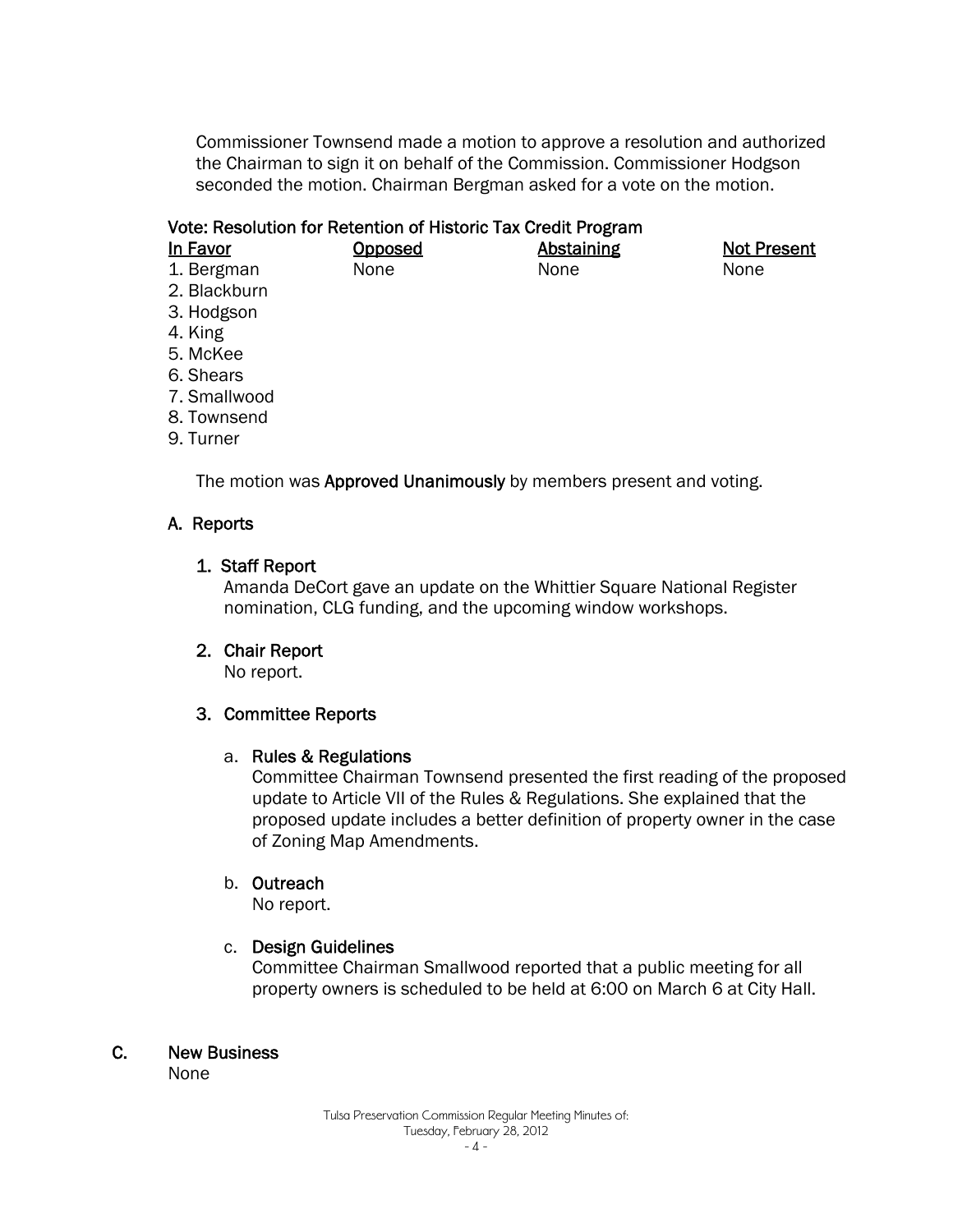Commissioner Townsend made a motion to approve a resolution and authorized the Chairman to sign it on behalf of the Commission. Commissioner Hodgson seconded the motion. Chairman Bergman asked for a vote on the motion.

**Vote: Resolution for Retention of Historic Tax Credit Program**

| In Favor | Opposed | Abstaining | Not Present |
|---|---|---|---|
| 1. Bergman | None | None | None |
| 2. Blackburn | | | |
| 3. Hodgson | | | |
| 4. King | | | |
| 5. McKee | | | |
| 6. Shears | | | |
| 7. Smallwood | | | |
| 8. Townsend | | | |
| 9. Turner | | | |

The motion was **Approved Unanimously** by members present and voting.

## A. Reports

### 1. Staff Report

Amanda DeCort gave an update on the Whittier Square National Register nomination, CLG funding, and the upcoming window workshops.

### 2. Chair Report

No report.

### 3. Committee Reports

#### a. Rules & Regulations

Committee Chairman Townsend presented the first reading of the proposed update to Article VII of the Rules & Regulations. She explained that the proposed update includes a better definition of property owner in the case of Zoning Map Amendments.

#### b. Outreach

No report.

#### c. Design Guidelines

Committee Chairman Smallwood reported that a public meeting for all property owners is scheduled to be held at 6:00 on March 6 at City Hall.

## C. New Business

None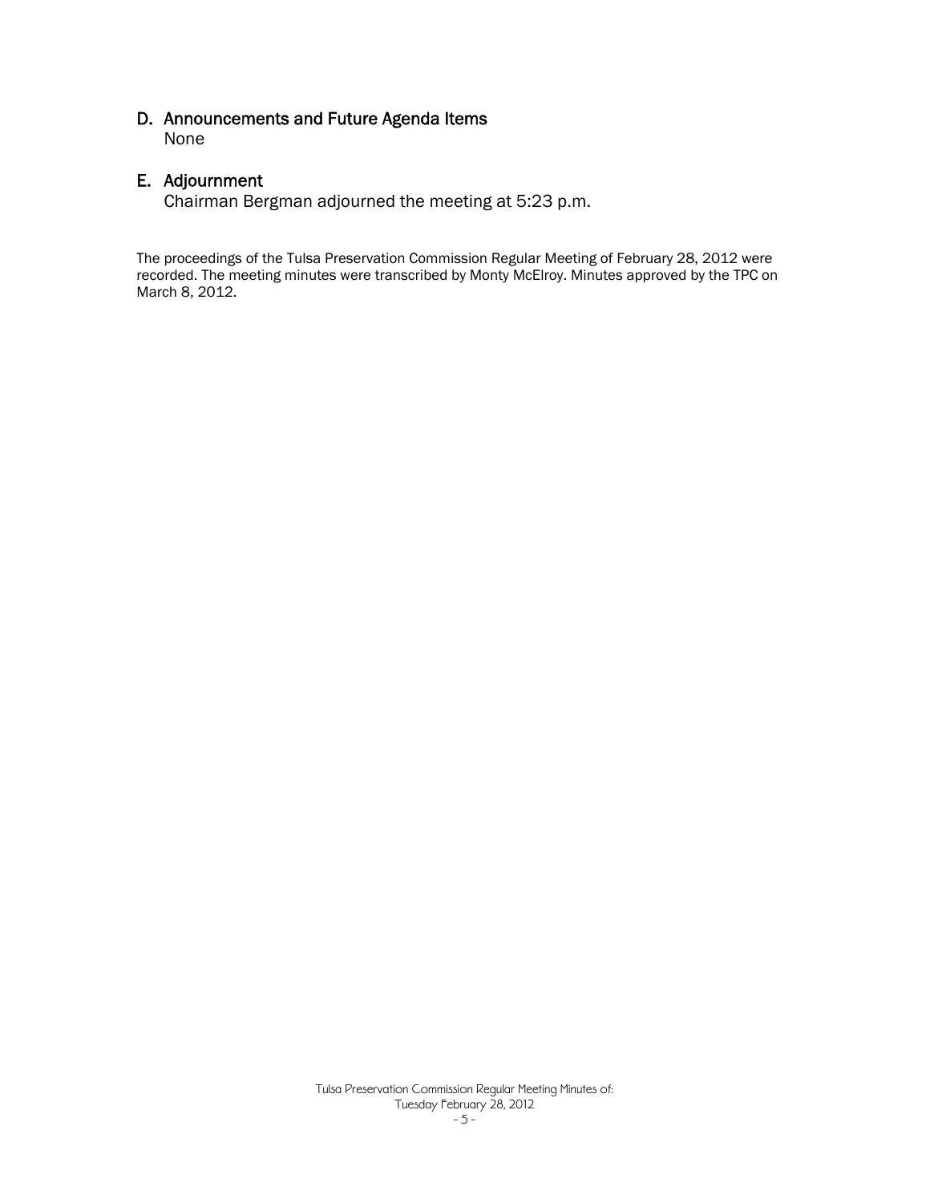## D. Announcements and Future Agenda Items

None

## E. Adjournment

Chairman Bergman adjourned the meeting at 5:23 p.m.

The proceedings of the Tulsa Preservation Commission Regular Meeting of February 28, 2012 were recorded. The meeting minutes were transcribed by Monty McElroy. Minutes approved by the TPC on March 8, 2012.